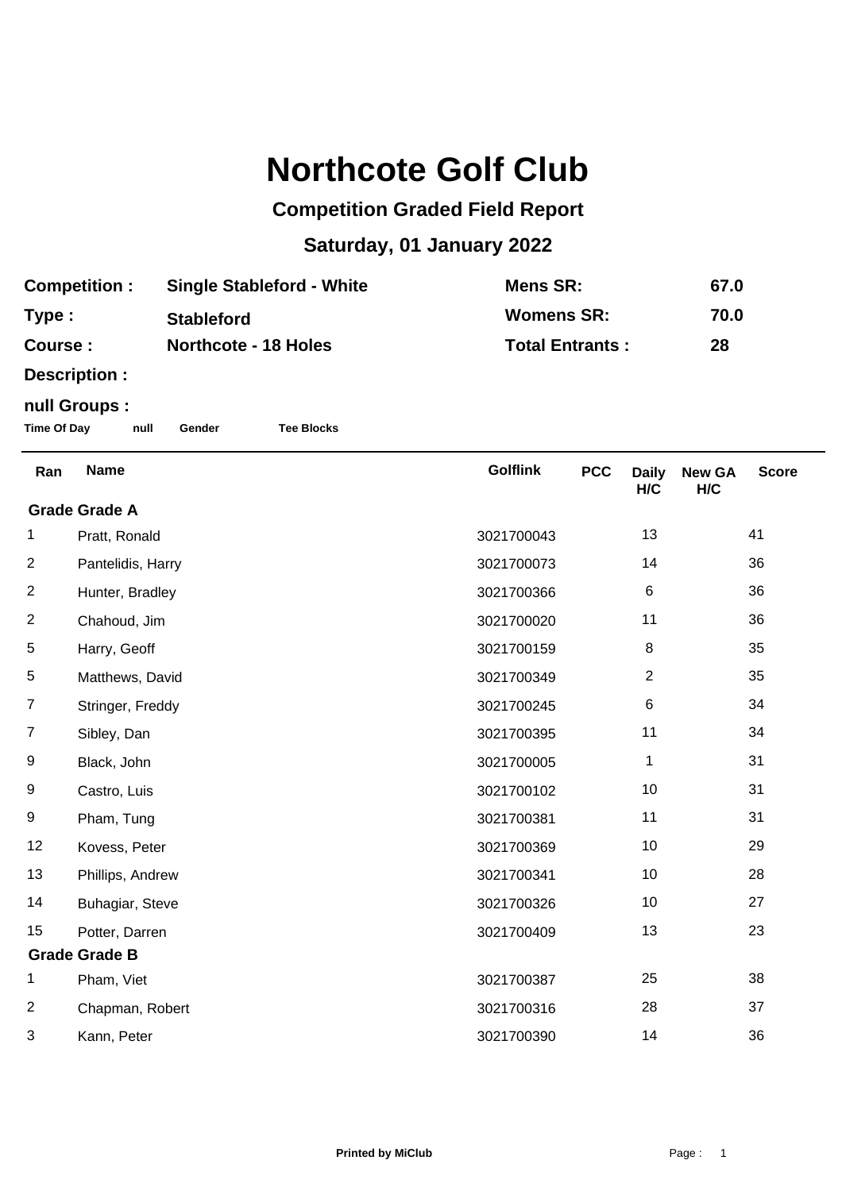# Northcote Golf Club

## Competition Graded Field Report

## Saturday, 01 January 2022

| | | | |
|---|---|---|---|
| **Competition :** | **Single Stableford - White** | **Mens SR:** | **67.0** |
| **Type :** | **Stableford** | **Womens SR:** | **70.0** |
| **Course :** | **Northcote - 18 Holes** | **Total Entrants :** | **28** |
| **Description :** | | | |

**null Groups :**

**Time Of Day** **null** **Gender** **Tee Blocks**

| Ran | Name | Golflink | PCC | Daily H/C | New GA H/C | Score |
|---|---|---|---|---|---|---|
| **Grade Grade A** | | | | | | |
| 1 | Pratt, Ronald | 3021700043 | | 13 | | 41 |
| 2 | Pantelidis, Harry | 3021700073 | | 14 | | 36 |
| 2 | Hunter, Bradley | 3021700366 | | 6 | | 36 |
| 2 | Chahoud, Jim | 3021700020 | | 11 | | 36 |
| 5 | Harry, Geoff | 3021700159 | | 8 | | 35 |
| 5 | Matthews, David | 3021700349 | | 2 | | 35 |
| 7 | Stringer, Freddy | 3021700245 | | 6 | | 34 |
| 7 | Sibley, Dan | 3021700395 | | 11 | | 34 |
| 9 | Black, John | 3021700005 | | 1 | | 31 |
| 9 | Castro, Luis | 3021700102 | | 10 | | 31 |
| 9 | Pham, Tung | 3021700381 | | 11 | | 31 |
| 12 | Kovess, Peter | 3021700369 | | 10 | | 29 |
| 13 | Phillips, Andrew | 3021700341 | | 10 | | 28 |
| 14 | Buhagiar, Steve | 3021700326 | | 10 | | 27 |
| 15 | Potter, Darren | 3021700409 | | 13 | | 23 |
| **Grade Grade B** | | | | | | |
| 1 | Pham, Viet | 3021700387 | | 25 | | 38 |
| 2 | Chapman, Robert | 3021700316 | | 28 | | 37 |
| 3 | Kann, Peter | 3021700390 | | 14 | | 36 |

**Printed by MiClub**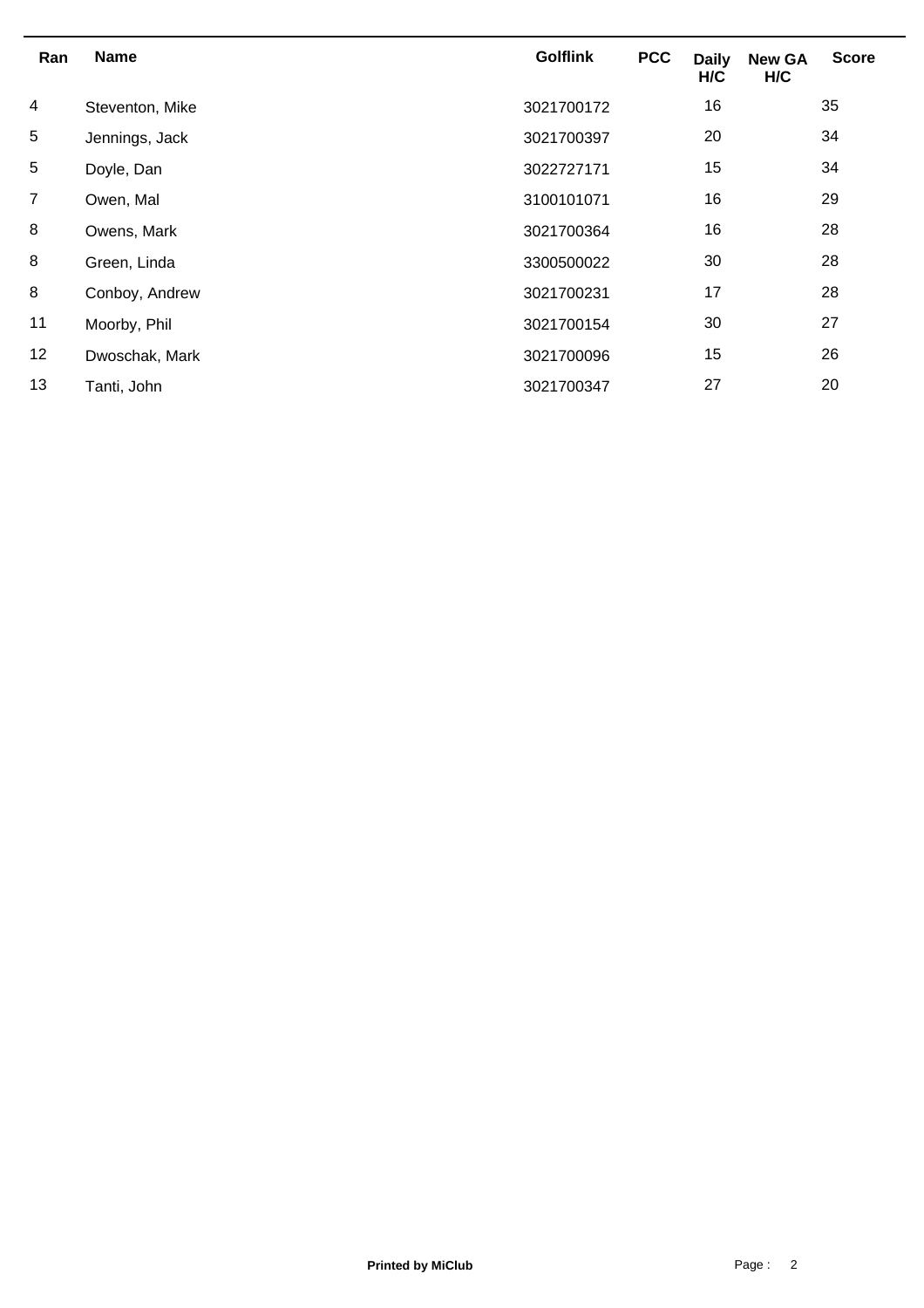| Ran | Name | Golflink | PCC | Daily H/C | New GA H/C | Score |
|---|---|---|---|---|---|---|
| 4 | Steventon, Mike | 3021700172 | | 16 | | 35 |
| 5 | Jennings, Jack | 3021700397 | | 20 | | 34 |
| 5 | Doyle, Dan | 3022727171 | | 15 | | 34 |
| 7 | Owen, Mal | 3100101071 | | 16 | | 29 |
| 8 | Owens, Mark | 3021700364 | | 16 | | 28 |
| 8 | Green, Linda | 3300500022 | | 30 | | 28 |
| 8 | Conboy, Andrew | 3021700231 | | 17 | | 28 |
| 11 | Moorby, Phil | 3021700154 | | 30 | | 27 |
| 12 | Dwoschak, Mark | 3021700096 | | 15 | | 26 |
| 13 | Tanti, John | 3021700347 | | 27 | | 20 |

**Printed by MiClub**